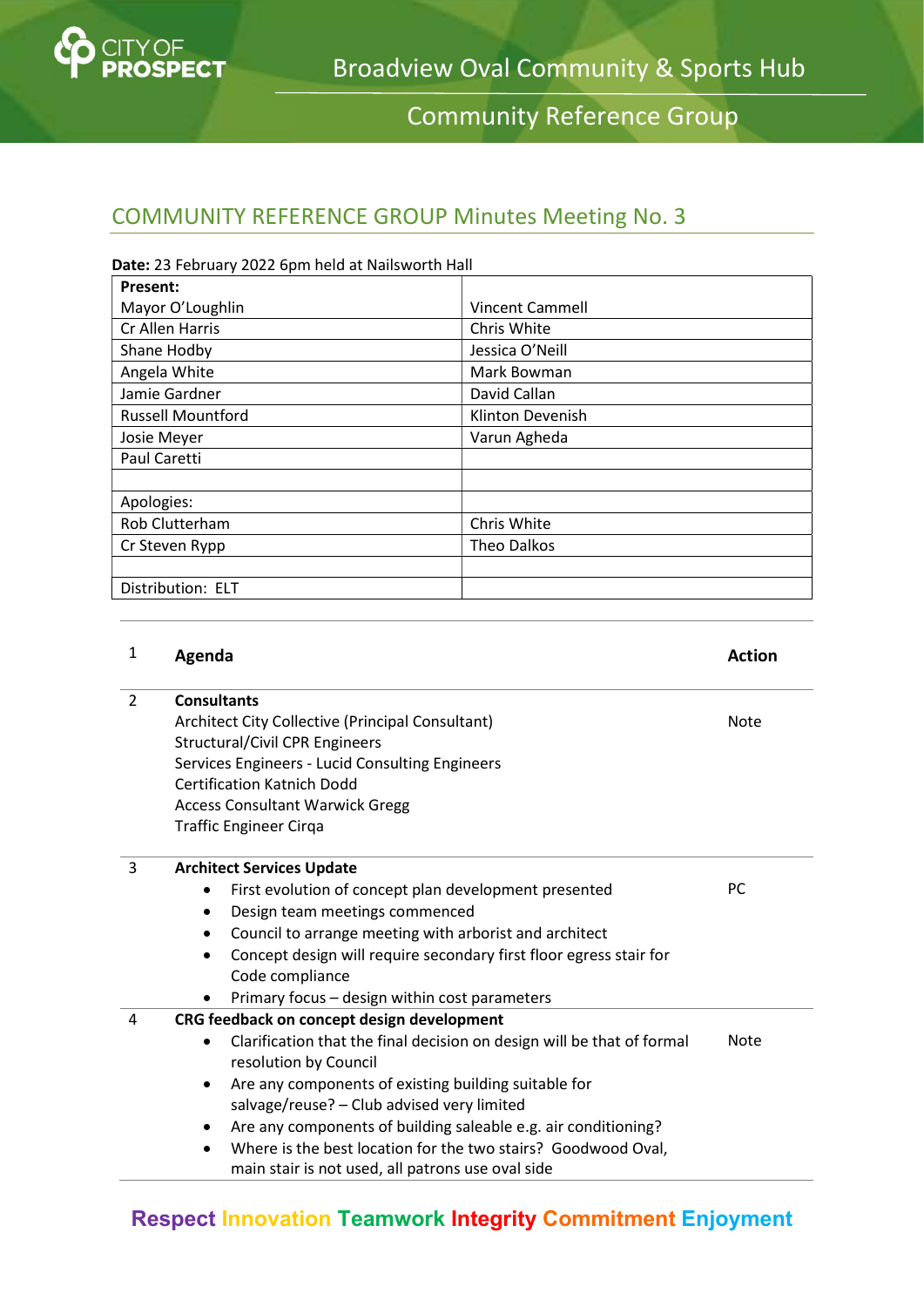# COMMUNITY REFERENCE GROUP Minutes Meeting No. 3

**Date:** 23 February 2022 6pm held at Nailsworth Hall

| **Present:** | |
|---|---|
| Mayor O'Loughlin | Vincent Cammell |
| Cr Allen Harris | Chris White |
| Shane Hodby | Jessica O'Neill |
| Angela White | Mark Bowman |
| Jamie Gardner | David Callan |
| Russell Mountford | Klinton Devenish |
| Josie Meyer | Varun Agheda |
| Paul Caretti | |
| | |
| Apologies: | |
| Rob Clutterham | Chris White |
| Cr Steven Rypp | Theo Dalkos |
| | |
| Distribution: ELT | |

| | | |
|---|---|---|
| 1 | **Agenda** | **Action** |
| 2 | **Consultants**<br>Architect City Collective (Principal Consultant)<br>Structural/Civil CPR Engineers<br>Services Engineers - Lucid Consulting Engineers<br>Certification Katnich Dodd<br>Access Consultant Warwick Gregg<br>Traffic Engineer Cirqa | Note |
| 3 | **Architect Services Update**<br>• First evolution of concept plan development presented<br>• Design team meetings commenced<br>• Council to arrange meeting with arborist and architect<br>• Concept design will require secondary first floor egress stair for Code compliance<br>• Primary focus – design within cost parameters | PC |
| 4 | **CRG feedback on concept design development**<br>• Clarification that the final decision on design will be that of formal resolution by Council<br>• Are any components of existing building suitable for salvage/reuse? – Club advised very limited<br>• Are any components of building saleable e.g. air conditioning?<br>• Where is the best location for the two stairs? Goodwood Oval, main stair is not used, all patrons use oval side | Note |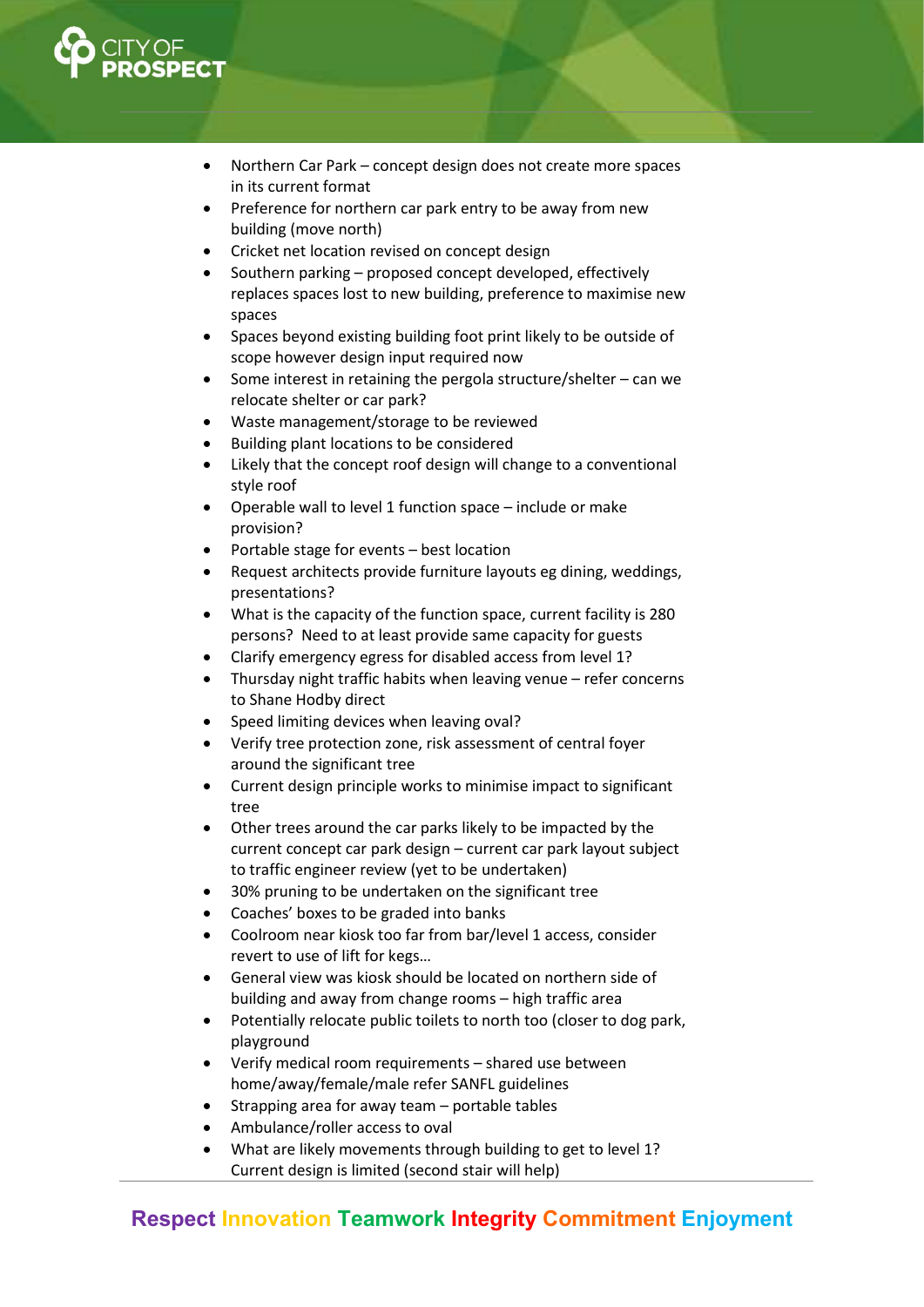- Northern Car Park – concept design does not create more spaces in its current format
- Preference for northern car park entry to be away from new building (move north)
- Cricket net location revised on concept design
- Southern parking – proposed concept developed, effectively replaces spaces lost to new building, preference to maximise new spaces
- Spaces beyond existing building foot print likely to be outside of scope however design input required now
- Some interest in retaining the pergola structure/shelter – can we relocate shelter or car park?
- Waste management/storage to be reviewed
- Building plant locations to be considered
- Likely that the concept roof design will change to a conventional style roof
- Operable wall to level 1 function space – include or make provision?
- Portable stage for events – best location
- Request architects provide furniture layouts eg dining, weddings, presentations?
- What is the capacity of the function space, current facility is 280 persons? Need to at least provide same capacity for guests
- Clarify emergency egress for disabled access from level 1?
- Thursday night traffic habits when leaving venue – refer concerns to Shane Hodby direct
- Speed limiting devices when leaving oval?
- Verify tree protection zone, risk assessment of central foyer around the significant tree
- Current design principle works to minimise impact to significant tree
- Other trees around the car parks likely to be impacted by the current concept car park design – current car park layout subject to traffic engineer review (yet to be undertaken)
- 30% pruning to be undertaken on the significant tree
- Coaches' boxes to be graded into banks
- Coolroom near kiosk too far from bar/level 1 access, consider revert to use of lift for kegs…
- General view was kiosk should be located on northern side of building and away from change rooms – high traffic area
- Potentially relocate public toilets to north too (closer to dog park, playground
- Verify medical room requirements – shared use between home/away/female/male refer SANFL guidelines
- Strapping area for away team – portable tables
- Ambulance/roller access to oval
- What are likely movements through building to get to level 1? Current design is limited (second stair will help)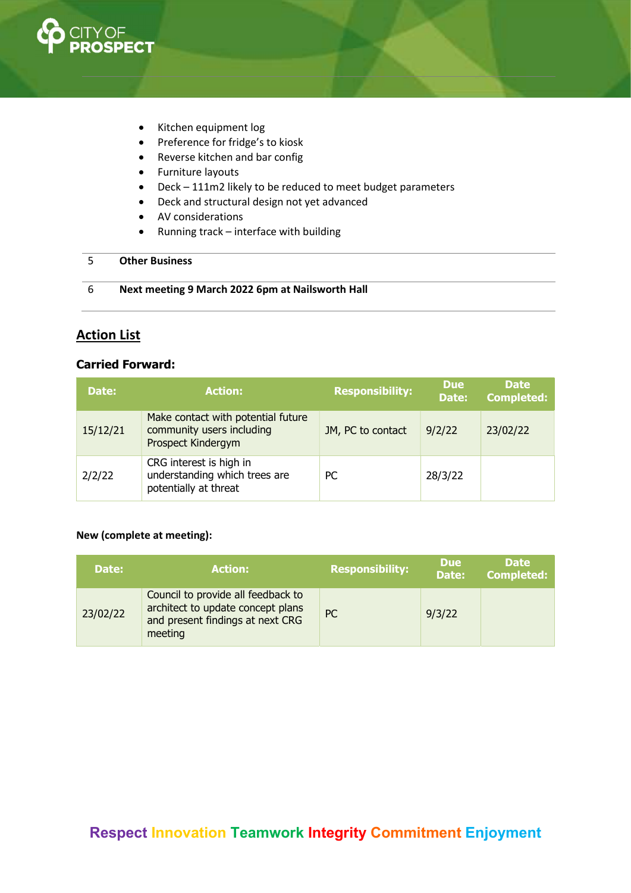- Kitchen equipment log
- Preference for fridge's to kiosk
- Reverse kitchen and bar config
- Furniture layouts
- Deck – 111m2 likely to be reduced to meet budget parameters
- Deck and structural design not yet advanced
- AV considerations
- Running track – interface with building

| | |
|---|---|
| 5 | **Other Business** |
| 6 | **Next meeting 9 March 2022 6pm at Nailsworth Hall** |

## Action List

### Carried Forward:

| Date: | Action: | Responsibility: | Due Date: | Date Completed: |
|---|---|---|---|---|
| 15/12/21 | Make contact with potential future community users including Prospect Kindergym | JM, PC to contact | 9/2/22 | 23/02/22 |
| 2/2/22 | CRG interest is high in understanding which trees are potentially at threat | PC | 28/3/22 | |

**New (complete at meeting):**

| Date: | Action: | Responsibility: | Due Date: | Date Completed: |
|---|---|---|---|---|
| 23/02/22 | Council to provide all feedback to architect to update concept plans and present findings at next CRG meeting | PC | 9/3/22 | |